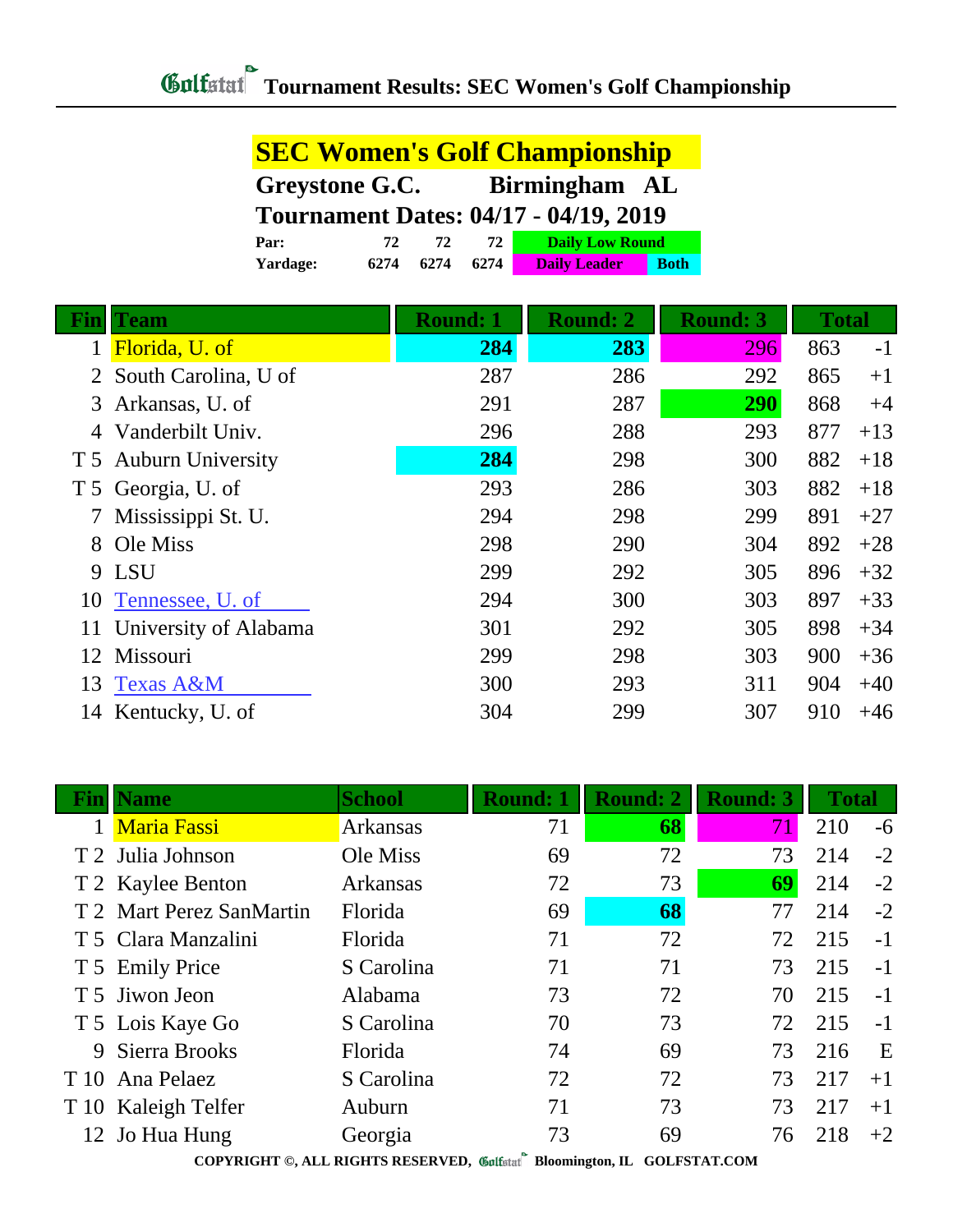# Tournament Results: SEC Women's Golf Championship

## SEC Women's Golf Championship

**Greystone G.C. Birmingham AL**

**Tournament Dates: 04/17 - 04/19, 2019**

| | | | |
|---|---|---|---|
| **Par:** | 72 | 72 | 72 |
| **Yardage:** | 6274 | 6274 | 6274 |

Legend: Daily Low Round | Daily Leader | Both

| Fin | Team | Round: 1 | Round: 2 | Round: 3 | Total | |
|---|---|---|---|---|---|---|
| 1 | Florida, U. of | **284** | **283** | 296 | 863 | -1 |
| 2 | South Carolina, U of | 287 | 286 | 292 | 865 | +1 |
| 3 | Arkansas, U. of | 291 | 287 | **290** | 868 | +4 |
| 4 | Vanderbilt Univ. | 296 | 288 | 293 | 877 | +13 |
| T 5 | Auburn University | **284** | 298 | 300 | 882 | +18 |
| T 5 | Georgia, U. of | 293 | 286 | 303 | 882 | +18 |
| 7 | Mississippi St. U. | 294 | 298 | 299 | 891 | +27 |
| 8 | Ole Miss | 298 | 290 | 304 | 892 | +28 |
| 9 | LSU | 299 | 292 | 305 | 896 | +32 |
| 10 | Tennessee, U. of | 294 | 300 | 303 | 897 | +33 |
| 11 | University of Alabama | 301 | 292 | 305 | 898 | +34 |
| 12 | Missouri | 299 | 298 | 303 | 900 | +36 |
| 13 | Texas A&M | 300 | 293 | 311 | 904 | +40 |
| 14 | Kentucky, U. of | 304 | 299 | 307 | 910 | +46 |

| Fin | Name | School | Round: 1 | Round: 2 | Round: 3 | Total | |
|---|---|---|---|---|---|---|---|
| 1 | Maria Fassi | Arkansas | 71 | **68** | 71 | 210 | -6 |
| T 2 | Julia Johnson | Ole Miss | 69 | 72 | 73 | 214 | -2 |
| T 2 | Kaylee Benton | Arkansas | 72 | 73 | **69** | 214 | -2 |
| T 2 | Mart Perez SanMartin | Florida | 69 | **68** | 77 | 214 | -2 |
| T 5 | Clara Manzalini | Florida | 71 | 72 | 72 | 215 | -1 |
| T 5 | Emily Price | S Carolina | 71 | 71 | 73 | 215 | -1 |
| T 5 | Jiwon Jeon | Alabama | 73 | 72 | 70 | 215 | -1 |
| T 5 | Lois Kaye Go | S Carolina | 70 | 73 | 72 | 215 | -1 |
| 9 | Sierra Brooks | Florida | 74 | 69 | 73 | 216 | E |
| T 10 | Ana Pelaez | S Carolina | 72 | 72 | 73 | 217 | +1 |
| T 10 | Kaleigh Telfer | Auburn | 71 | 73 | 73 | 217 | +1 |
| 12 | Jo Hua Hung | Georgia | 73 | 69 | 76 | 218 | +2 |

COPYRIGHT ©, ALL RIGHTS RESERVED, Golfstat Bloomington, IL GOLFSTAT.COM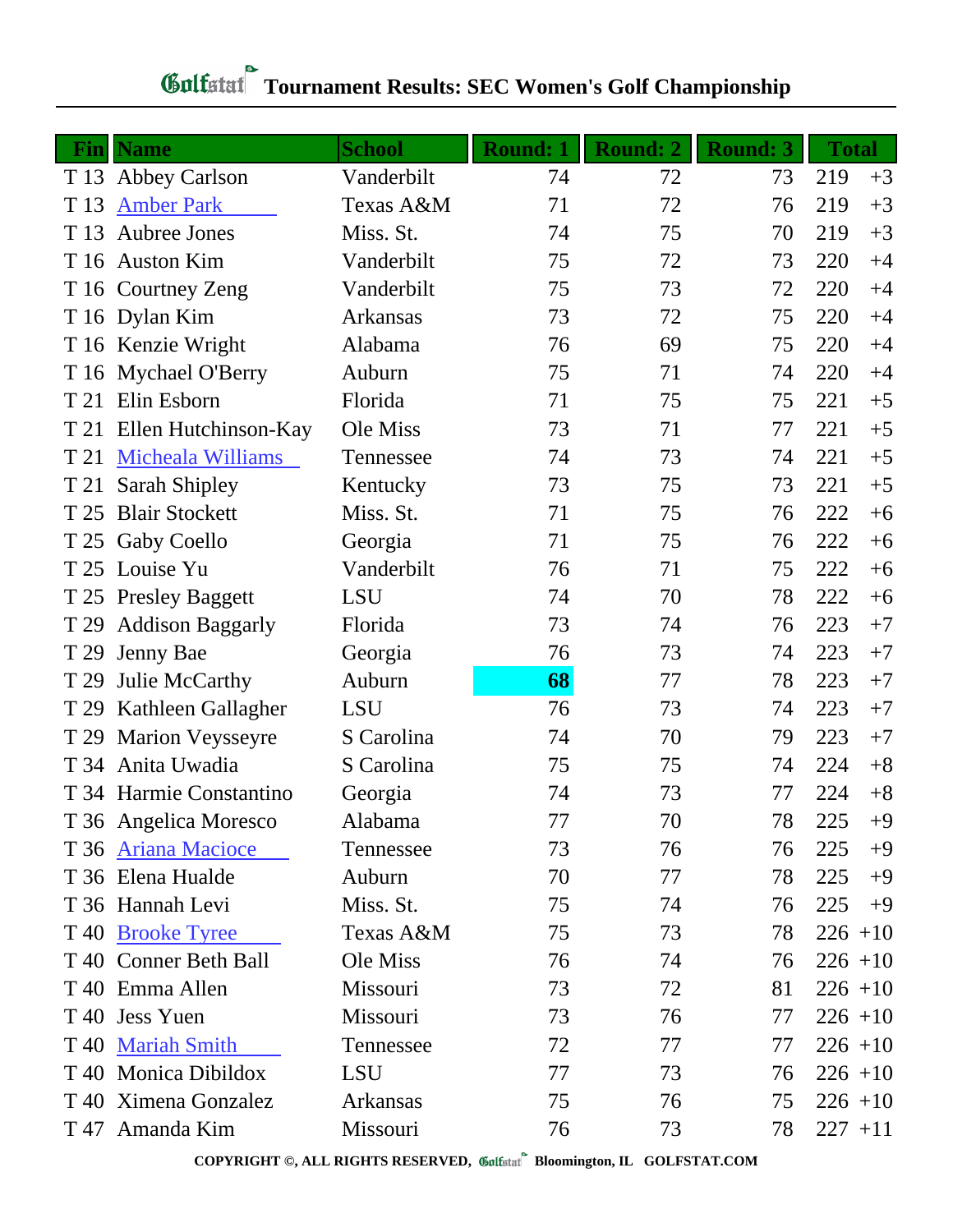# Golfstat Tournament Results: SEC Women's Golf Championship

| Fin | Name | School | Round: 1 | Round: 2 | Round: 3 | Total | |
|---|---|---|---|---|---|---|---|
| T 13 | Abbey Carlson | Vanderbilt | 74 | 72 | 73 | 219 | +3 |
| T 13 | Amber Park | Texas A&M | 71 | 72 | 76 | 219 | +3 |
| T 13 | Aubree Jones | Miss. St. | 74 | 75 | 70 | 219 | +3 |
| T 16 | Auston Kim | Vanderbilt | 75 | 72 | 73 | 220 | +4 |
| T 16 | Courtney Zeng | Vanderbilt | 75 | 73 | 72 | 220 | +4 |
| T 16 | Dylan Kim | Arkansas | 73 | 72 | 75 | 220 | +4 |
| T 16 | Kenzie Wright | Alabama | 76 | 69 | 75 | 220 | +4 |
| T 16 | Mychael O'Berry | Auburn | 75 | 71 | 74 | 220 | +4 |
| T 21 | Elin Esborn | Florida | 71 | 75 | 75 | 221 | +5 |
| T 21 | Ellen Hutchinson-Kay | Ole Miss | 73 | 71 | 77 | 221 | +5 |
| T 21 | Micheala Williams | Tennessee | 74 | 73 | 74 | 221 | +5 |
| T 21 | Sarah Shipley | Kentucky | 73 | 75 | 73 | 221 | +5 |
| T 25 | Blair Stockett | Miss. St. | 71 | 75 | 76 | 222 | +6 |
| T 25 | Gaby Coello | Georgia | 71 | 75 | 76 | 222 | +6 |
| T 25 | Louise Yu | Vanderbilt | 76 | 71 | 75 | 222 | +6 |
| T 25 | Presley Baggett | LSU | 74 | 70 | 78 | 222 | +6 |
| T 29 | Addison Baggarly | Florida | 73 | 74 | 76 | 223 | +7 |
| T 29 | Jenny Bae | Georgia | 76 | 73 | 74 | 223 | +7 |
| T 29 | Julie McCarthy | Auburn | **68** | 77 | 78 | 223 | +7 |
| T 29 | Kathleen Gallagher | LSU | 76 | 73 | 74 | 223 | +7 |
| T 29 | Marion Veysseyre | S Carolina | 74 | 70 | 79 | 223 | +7 |
| T 34 | Anita Uwadia | S Carolina | 75 | 75 | 74 | 224 | +8 |
| T 34 | Harmie Constantino | Georgia | 74 | 73 | 77 | 224 | +8 |
| T 36 | Angelica Moresco | Alabama | 77 | 70 | 78 | 225 | +9 |
| T 36 | Ariana Macioce | Tennessee | 73 | 76 | 76 | 225 | +9 |
| T 36 | Elena Hualde | Auburn | 70 | 77 | 78 | 225 | +9 |
| T 36 | Hannah Levi | Miss. St. | 75 | 74 | 76 | 225 | +9 |
| T 40 | Brooke Tyree | Texas A&M | 75 | 73 | 78 | 226 | +10 |
| T 40 | Conner Beth Ball | Ole Miss | 76 | 74 | 76 | 226 | +10 |
| T 40 | Emma Allen | Missouri | 73 | 72 | 81 | 226 | +10 |
| T 40 | Jess Yuen | Missouri | 73 | 76 | 77 | 226 | +10 |
| T 40 | Mariah Smith | Tennessee | 72 | 77 | 77 | 226 | +10 |
| T 40 | Monica Dibildox | LSU | 77 | 73 | 76 | 226 | +10 |
| T 40 | Ximena Gonzalez | Arkansas | 75 | 76 | 75 | 226 | +10 |
| T 47 | Amanda Kim | Missouri | 76 | 73 | 78 | 227 | +11 |

COPYRIGHT ©, ALL RIGHTS RESERVED, Golfstat Bloomington, IL GOLFSTAT.COM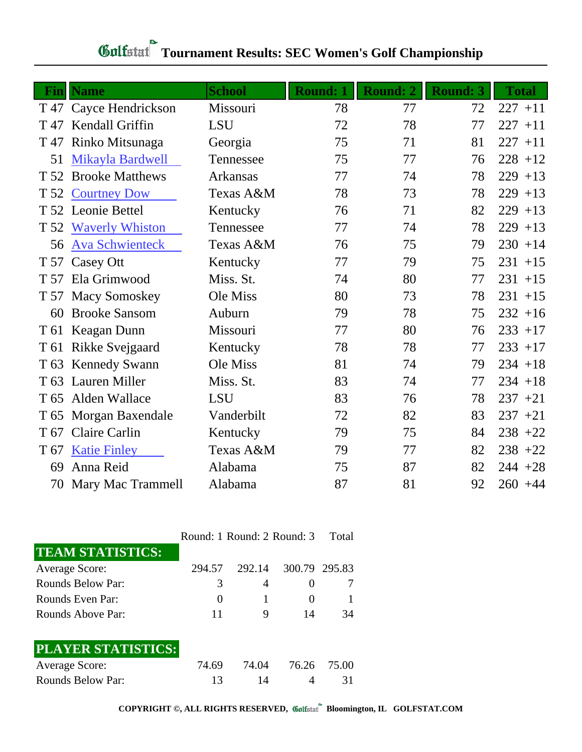# Golfstat Tournament Results: SEC Women's Golf Championship

| Fin | Name | School | Round: 1 | Round: 2 | Round: 3 | Total | |
|---|---|---|---|---|---|---|---|
| T 47 | Cayce Hendrickson | Missouri | 78 | 77 | 72 | 227 | +11 |
| T 47 | Kendall Griffin | LSU | 72 | 78 | 77 | 227 | +11 |
| T 47 | Rinko Mitsunaga | Georgia | 75 | 71 | 81 | 227 | +11 |
| 51 | Mikayla Bardwell | Tennessee | 75 | 77 | 76 | 228 | +12 |
| T 52 | Brooke Matthews | Arkansas | 77 | 74 | 78 | 229 | +13 |
| T 52 | Courtney Dow | Texas A&M | 78 | 73 | 78 | 229 | +13 |
| T 52 | Leonie Bettel | Kentucky | 76 | 71 | 82 | 229 | +13 |
| T 52 | Waverly Whiston | Tennessee | 77 | 74 | 78 | 229 | +13 |
| 56 | Ava Schwienteck | Texas A&M | 76 | 75 | 79 | 230 | +14 |
| T 57 | Casey Ott | Kentucky | 77 | 79 | 75 | 231 | +15 |
| T 57 | Ela Grimwood | Miss. St. | 74 | 80 | 77 | 231 | +15 |
| T 57 | Macy Somoskey | Ole Miss | 80 | 73 | 78 | 231 | +15 |
| 60 | Brooke Sansom | Auburn | 79 | 78 | 75 | 232 | +16 |
| T 61 | Keagan Dunn | Missouri | 77 | 80 | 76 | 233 | +17 |
| T 61 | Rikke Svejgaard | Kentucky | 78 | 78 | 77 | 233 | +17 |
| T 63 | Kennedy Swann | Ole Miss | 81 | 74 | 79 | 234 | +18 |
| T 63 | Lauren Miller | Miss. St. | 83 | 74 | 77 | 234 | +18 |
| T 65 | Alden Wallace | LSU | 83 | 76 | 78 | 237 | +21 |
| T 65 | Morgan Baxendale | Vanderbilt | 72 | 82 | 83 | 237 | +21 |
| T 67 | Claire Carlin | Kentucky | 79 | 75 | 84 | 238 | +22 |
| T 67 | Katie Finley | Texas A&M | 79 | 77 | 82 | 238 | +22 |
| 69 | Anna Reid | Alabama | 75 | 87 | 82 | 244 | +28 |
| 70 | Mary Mac Trammell | Alabama | 87 | 81 | 92 | 260 | +44 |

| TEAM STATISTICS: | Round: 1 | Round: 2 | Round: 3 | Total |
|---|---|---|---|---|
| Average Score: | 294.57 | 292.14 | 300.79 | 295.83 |
| Rounds Below Par: | 3 | 4 | 0 | 7 |
| Rounds Even Par: | 0 | 1 | 0 | 1 |
| Rounds Above Par: | 11 | 9 | 14 | 34 |

| PLAYER STATISTICS: | Round: 1 | Round: 2 | Round: 3 | Total |
|---|---|---|---|---|
| Average Score: | 74.69 | 74.04 | 76.26 | 75.00 |
| Rounds Below Par: | 13 | 14 | 4 | 31 |

COPYRIGHT ©, ALL RIGHTS RESERVED, Golfstat Bloomington, IL GOLFSTAT.COM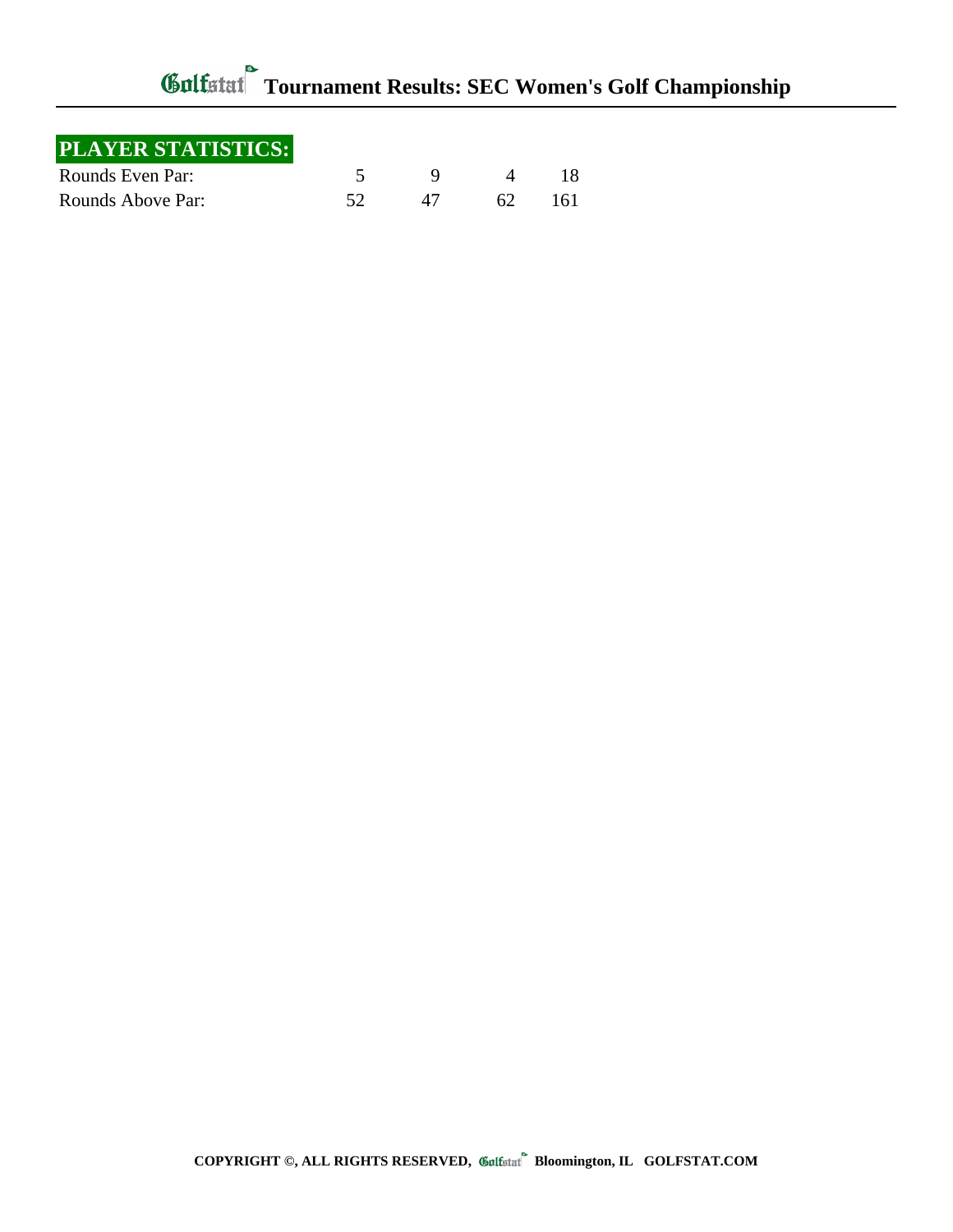## PLAYER STATISTICS:

| | | | | |
|---|---|---|---|---|
| Rounds Even Par: | 5 | 9 | 4 | 18 |
| Rounds Above Par: | 52 | 47 | 62 | 161 |